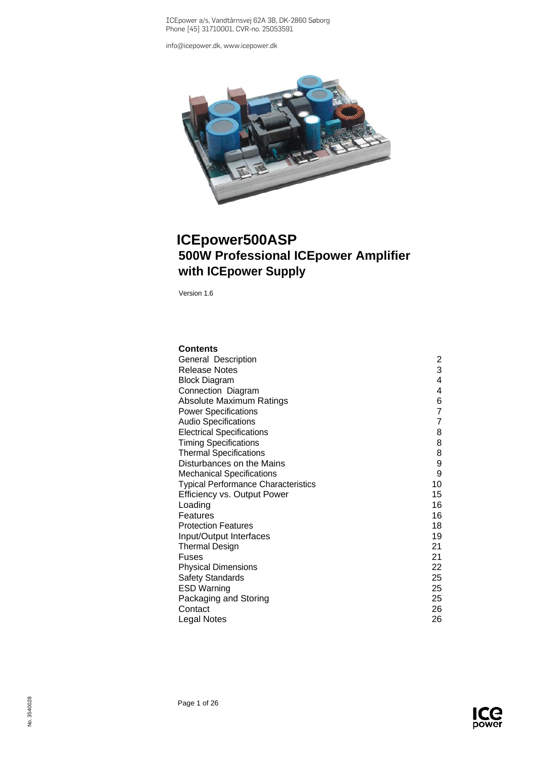ICEpower a/s, Vandtårnsvej 62A 3B, DK-2860 Søborg
Phone [45] 31710001, CVR-no. 25053591

info@icepower.dk, www.icepower.dk

# ICEpower500ASP

## 500W Professional ICEpower Amplifier with ICEpower Supply

Version 1.6

### Contents

| | |
|---|---|
| General Description | 2 |
| Release Notes | 3 |
| Block Diagram | 4 |
| Connection Diagram | 4 |
| Absolute Maximum Ratings | 6 |
| Power Specifications | 7 |
| Audio Specifications | 7 |
| Electrical Specifications | 8 |
| Timing Specifications | 8 |
| Thermal Specifications | 8 |
| Disturbances on the Mains | 9 |
| Mechanical Specifications | 9 |
| Typical Performance Characteristics | 10 |
| Efficiency vs. Output Power | 15 |
| Loading | 16 |
| Features | 16 |
| Protection Features | 18 |
| Input/Output Interfaces | 19 |
| Thermal Design | 21 |
| Fuses | 21 |
| Physical Dimensions | 22 |
| Safety Standards | 25 |
| ESD Warning | 25 |
| Packaging and Storing | 25 |
| Contact | 26 |
| Legal Notes | 26 |

No. 3540028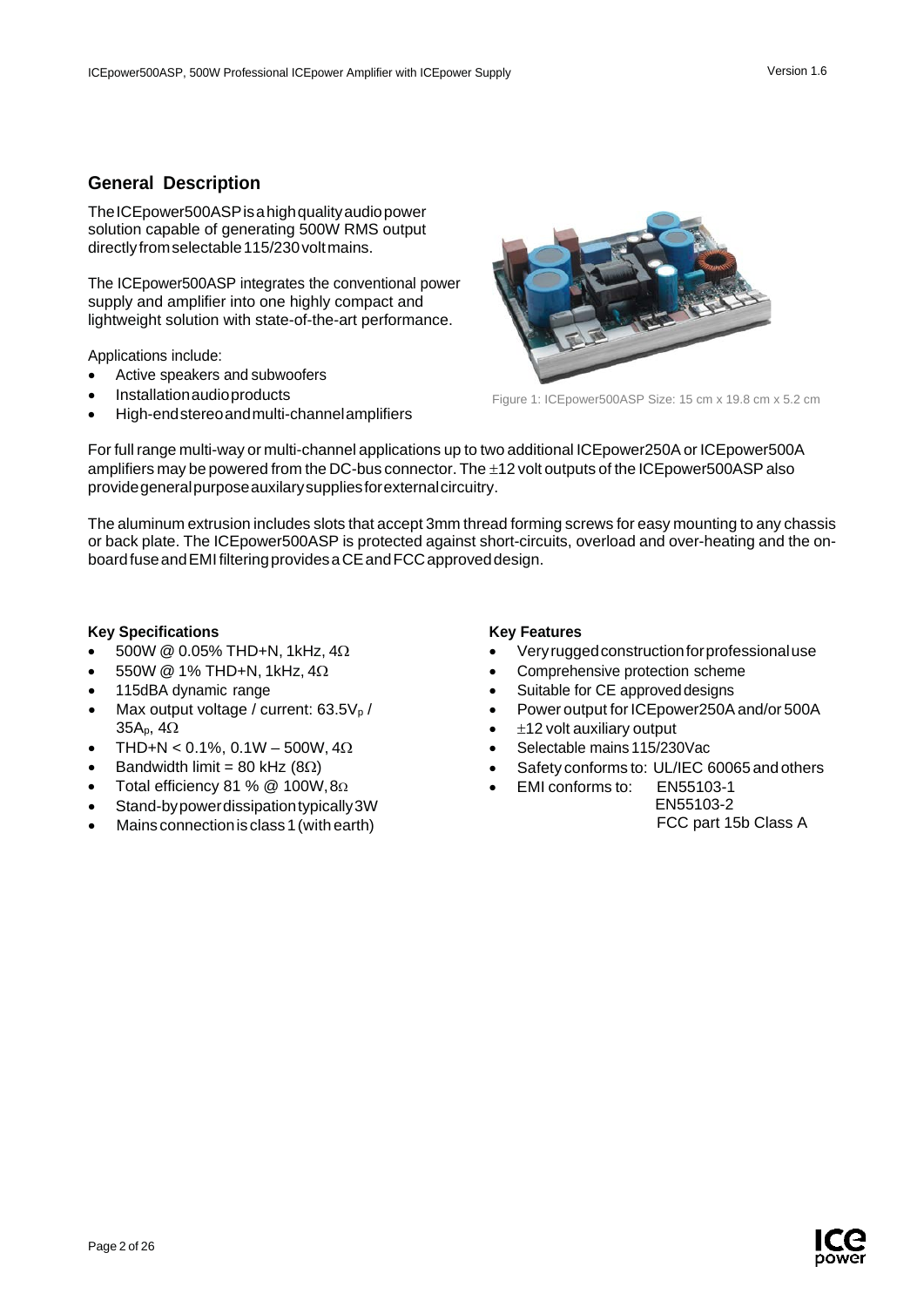## General Description

The ICEpower500ASP is a high quality audio power solution capable of generating 500W RMS output directly from selectable 115/230 volt mains.

The ICEpower500ASP integrates the conventional power supply and amplifier into one highly compact and lightweight solution with state-of-the-art performance.

Applications include:

- Active speakers and subwoofers
- Installation audio products
- High-end stereo and multi-channel amplifiers

Figure 1: ICEpower500ASP Size: 15 cm x 19.8 cm x 5.2 cm

For full range multi-way or multi-channel applications up to two additional ICEpower250A or ICEpower500A amplifiers may be powered from the DC-bus connector. The ±12 volt outputs of the ICEpower500ASP also provide general purpose auxilary supplies for external circuitry.

The aluminum extrusion includes slots that accept 3mm thread forming screws for easy mounting to any chassis or back plate. The ICEpower500ASP is protected against short-circuits, overload and over-heating and the on-board fuse and EMI filtering provides a CE and FCC approved design.

### Key Specifications

- 500W @ 0.05% THD+N, 1kHz, 4Ω
- 550W @ 1% THD+N, 1kHz, 4Ω
- 115dBA dynamic range
- Max output voltage / current: $63.5V_p$ / $35A_p$, 4Ω
- THD+N < 0.1%, 0.1W – 500W, 4Ω
- Bandwidth limit = 80 kHz (8Ω)
- Total efficiency 81 % @ 100W, 8Ω
- Stand-by power dissipation typically 3W
- Mains connection is class 1 (with earth)

### Key Features

- Very rugged construction for professional use
- Comprehensive protection scheme
- Suitable for CE approved designs
- Power output for ICEpower250A and/or 500A
- ±12 volt auxiliary output
- Selectable mains 115/230Vac
- Safety conforms to: UL/IEC 60065 and others
- EMI conforms to: EN55103-1
  EN55103-2
  FCC part 15b Class A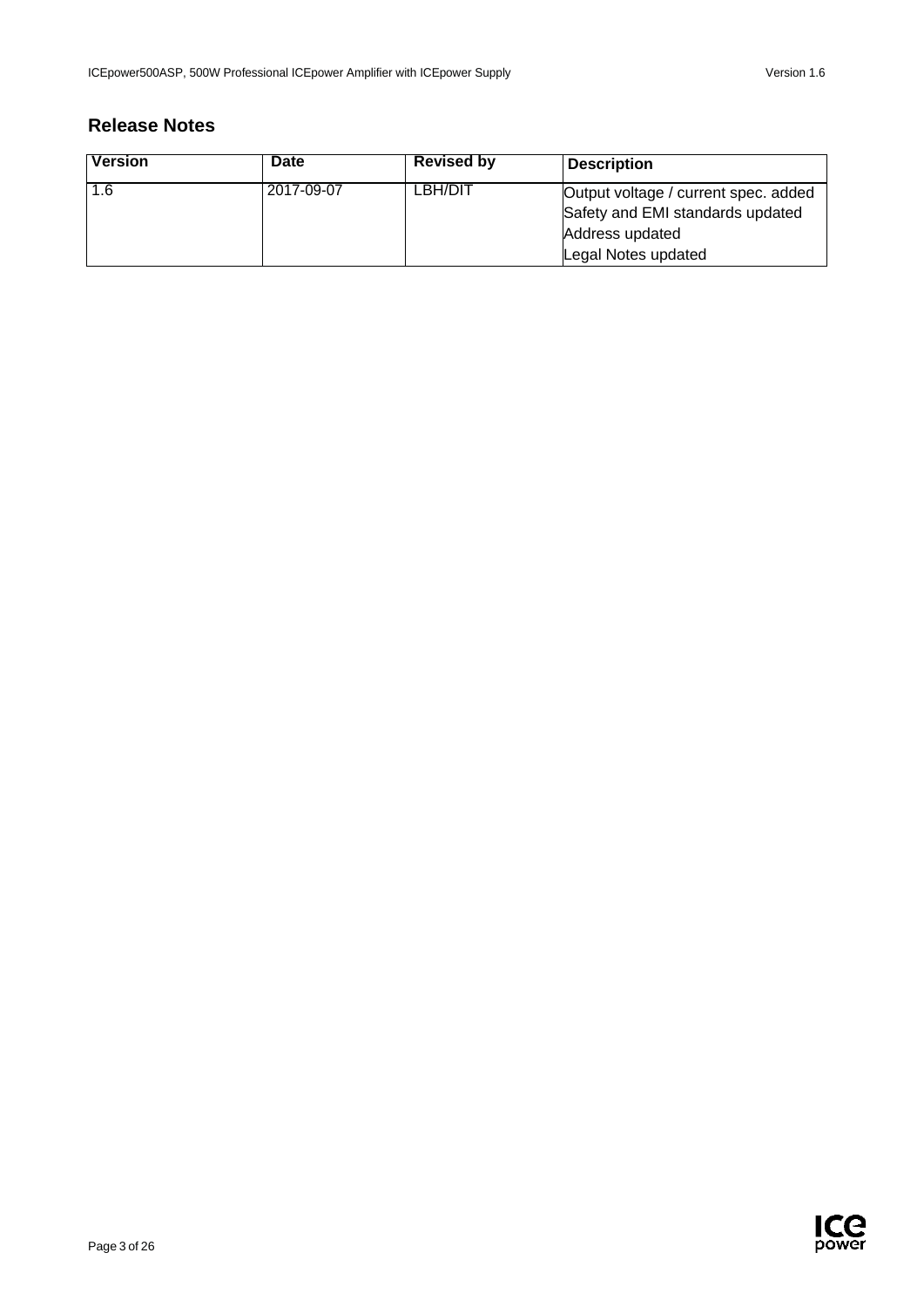## Release Notes

| Version | Date | Revised by | Description |
|---|---|---|---|
| 1.6 | 2017-09-07 | LBH/DIT | Output voltage / current spec. added<br>Safety and EMI standards updated<br>Address updated<br>Legal Notes updated |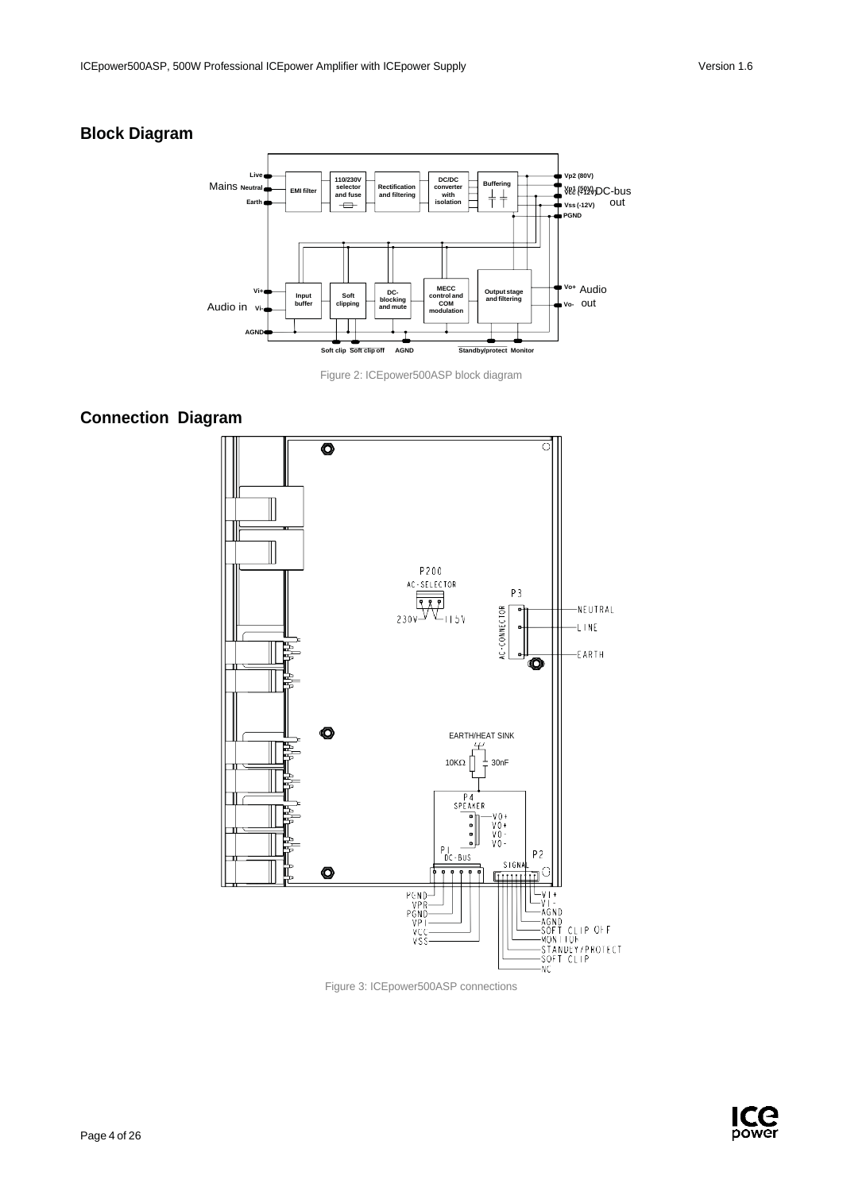## Block Diagram

Figure 2: ICEpower500ASP block diagram

## Connection Diagram

Figure 3: ICEpower500ASP connections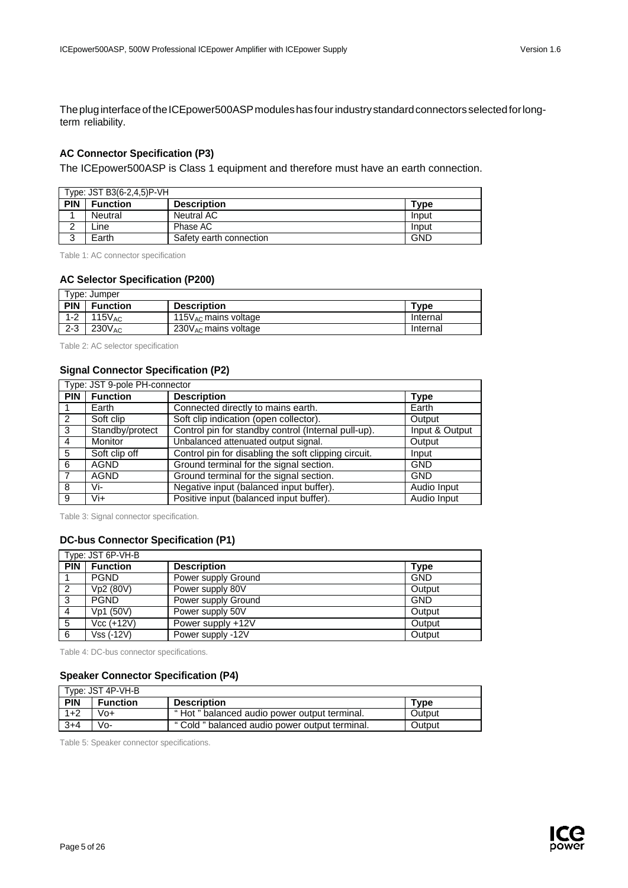The plug interface of the ICEpower500ASP modules has four industry standard connectors selected for long-term reliability.

### AC Connector Specification (P3)

The ICEpower500ASP is Class 1 equipment and therefore must have an earth connection.

| Type: JST B3(6-2,4,5)P-VH | | | |
|---|---|---|---|
| **PIN** | **Function** | **Description** | **Type** |
| 1 | Neutral | Neutral AC | Input |
| 2 | Line | Phase AC | Input |
| 3 | Earth | Safety earth connection | GND |

Table 1: AC connector specification

### AC Selector Specification (P200)

| Type: Jumper | | | |
|---|---|---|---|
| **PIN** | **Function** | **Description** | **Type** |
| 1-2 | $115V_{AC}$ | $115V_{AC}$ mains voltage | Internal |
| 2-3 | $230V_{AC}$ | $230V_{AC}$ mains voltage | Internal |

Table 2: AC selector specification

### Signal Connector Specification (P2)

| Type: JST 9-pole PH-connector | | | |
|---|---|---|---|
| **PIN** | **Function** | **Description** | **Type** |
| 1 | Earth | Connected directly to mains earth. | Earth |
| 2 | Soft clip | Soft clip indication (open collector). | Output |
| 3 | Standby/protect | Control pin for standby control (Internal pull-up). | Input & Output |
| 4 | Monitor | Unbalanced attenuated output signal. | Output |
| 5 | Soft clip off | Control pin for disabling the soft clipping circuit. | Input |
| 6 | AGND | Ground terminal for the signal section. | GND |
| 7 | AGND | Ground terminal for the signal section. | GND |
| 8 | Vi- | Negative input (balanced input buffer). | Audio Input |
| 9 | Vi+ | Positive input (balanced input buffer). | Audio Input |

Table 3: Signal connector specification.

### DC-bus Connector Specification (P1)

| Type: JST 6P-VH-B | | | |
|---|---|---|---|
| **PIN** | **Function** | **Description** | **Type** |
| 1 | PGND | Power supply Ground | GND |
| 2 | Vp2 (80V) | Power supply 80V | Output |
| 3 | PGND | Power supply Ground | GND |
| 4 | Vp1 (50V) | Power supply 50V | Output |
| 5 | Vcc (+12V) | Power supply +12V | Output |
| 6 | Vss (-12V) | Power supply -12V | Output |

Table 4: DC-bus connector specifications.

### Speaker Connector Specification (P4)

| Type: JST 4P-VH-B | | | |
|---|---|---|---|
| **PIN** | **Function** | **Description** | **Type** |
| 1+2 | Vo+ | " Hot " balanced audio power output terminal. | Output |
| 3+4 | Vo- | " Cold " balanced audio power output terminal. | Output |

Table 5: Speaker connector specifications.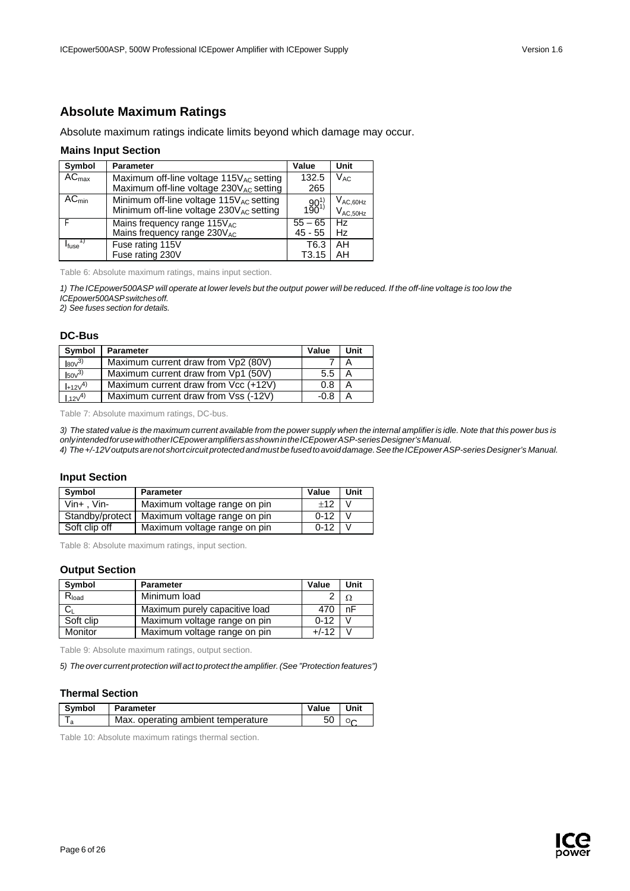## Absolute Maximum Ratings

Absolute maximum ratings indicate limits beyond which damage may occur.

### Mains Input Section

| Symbol | Parameter | Value | Unit |
|---|---|---|---|
| $AC_{max}$ | Maximum off-line voltage $115V_{AC}$ setting<br>Maximum off-line voltage $230V_{AC}$ setting | 132.5<br>265 | $V_{AC}$ |
| $AC_{min}$ | Minimum off-line voltage $115V_{AC}$ setting<br>Minimum off-line voltage $230V_{AC}$ setting | 90[1)]<br>190[1)] | $V_{AC,60Hz}$<br>$V_{AC,50Hz}$ |
| F | Mains frequency range $115V_{AC}$<br>Mains frequency range $230V_{AC}$ | 55 – 65<br>45 - 55 | Hz<br>Hz |
| $I_{fuse}$[1)] | Fuse rating 115V<br>Fuse rating 230V | T6.3<br>T3.15 | AH<br>AH |

Table 6: Absolute maximum ratings, mains input section.

*1) The ICEpower500ASP will operate at lower levels but the output power will be reduced. If the off-line voltage is too low the ICEpower500ASP switches off.*
*2) See fuses section for details.*

### DC-Bus

| Symbol | Parameter | Value | Unit |
|---|---|---|---|
| $I_{80V}$[3)] | Maximum current draw from Vp2 (80V) | 7 | A |
| $I_{50V}$[3)] | Maximum current draw from Vp1 (50V) | 5.5 | A |
| $I_{+12V}$[4)] | Maximum current draw from Vcc (+12V) | 0.8 | A |
| $I_{-12V}$[4)] | Maximum current draw from Vss (-12V) | -0.8 | A |

Table 7: Absolute maximum ratings, DC-bus.

*3) The stated value is the maximum current available from the power supply when the internal amplifier is idle. Note that this power bus is only intended for use with other ICEpower amplifiers as shown in the ICEpower ASP-series Designer's Manual.*
*4) The +/-12V outputs are not short circuit protected and must be fused to avoid damage. See the ICEpower ASP-series Designer's Manual.*

### Input Section

| Symbol | Parameter | Value | Unit |
|---|---|---|---|
| Vin+ , Vin- | Maximum voltage range on pin | ±12 | V |
| Standby/protect | Maximum voltage range on pin | 0-12 | V |
| Soft clip off | Maximum voltage range on pin | 0-12 | V |

Table 8: Absolute maximum ratings, input section.

### Output Section

| Symbol | Parameter | Value | Unit |
|---|---|---|---|
| $R_{load}$ | Minimum load | 2 | Ω |
| $C_L$ | Maximum purely capacitive load | 470 | nF |
| Soft clip | Maximum voltage range on pin | 0-12 | V |
| Monitor | Maximum voltage range on pin | +/-12 | V |

Table 9: Absolute maximum ratings, output section.

*5) The over current protection will act to protect the amplifier. (See "Protection features")*

### Thermal Section

| Symbol | Parameter | Value | Unit |
|---|---|---|---|
| $T_a$ | Max. operating ambient temperature | 50 | °C |

Table 10: Absolute maximum ratings thermal section.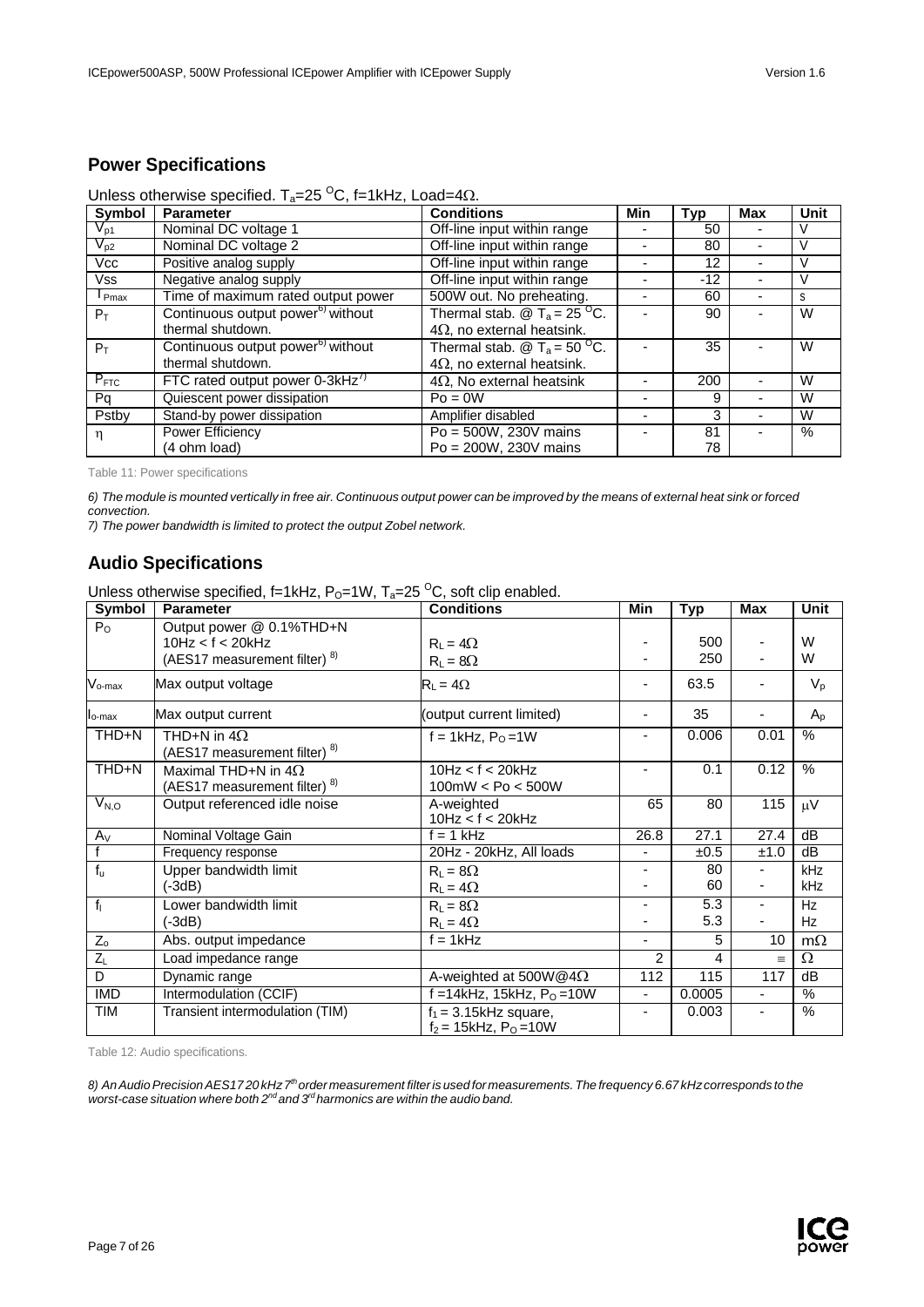## Power Specifications

Unless otherwise specified. $T_a$=25 $^O$C, f=1kHz, Load=4Ω.

| Symbol | Parameter | Conditions | Min | Typ | Max | Unit |
|---|---|---|---|---|---|---|
| $V_{p1}$ | Nominal DC voltage 1 | Off-line input within range | - | 50 | - | V |
| $V_{p2}$ | Nominal DC voltage 2 | Off-line input within range | - | 80 | - | V |
| Vcc | Positive analog supply | Off-line input within range | - | 12 | - | V |
| Vss | Negative analog supply | Off-line input within range | - | -12 | - | V |
| $T_{Pmax}$ | Time of maximum rated output power | 500W out. No preheating. | - | 60 | - | s |
| $P_T$ | Continuous output power[6)] without thermal shutdown. | Thermal stab. @ $T_a$ = 25 $^O$C. 4Ω, no external heatsink. | - | 90 | - | W |
| $P_T$ | Continuous output power[6)] without thermal shutdown. | Thermal stab. @ $T_a$ = 50 $^O$C. 4Ω, no external heatsink. | - | 35 | - | W |
| $P_{FTC}$ | FTC rated output power 0-3kHz[7)] | 4Ω, No external heatsink | - | 200 | - | W |
| Pq | Quiescent power dissipation | Po = 0W | - | 9 | - | W |
| Pstby | Stand-by power dissipation | Amplifier disabled | - | 3 | - | W |
| η | Power Efficiency (4 ohm load) | Po = 500W, 230V mains<br>Po = 200W, 230V mains | - | 81<br>78 | - | % |

Table 11: Power specifications

*6) The module is mounted vertically in free air. Continuous output power can be improved by the means of external heat sink or forced convection.*
*7) The power bandwidth is limited to protect the output Zobel network.*

## Audio Specifications

Unless otherwise specified, f=1kHz, $P_O$=1W, $T_a$=25 $^O$C, soft clip enabled.

| Symbol | Parameter | Conditions | Min | Typ | Max | Unit |
|---|---|---|---|---|---|---|
| $P_O$ | Output power @ 0.1%THD+N<br>10Hz < f < 20kHz<br>(AES17 measurement filter)[8)] | $R_L$ = 4Ω<br>$R_L$ = 8Ω | -<br>- | 500<br>250 | -<br>- | W<br>W |
| $V_{o\text{-}max}$ | Max output voltage | $R_L$ = 4Ω | - | 63.5 | - | $V_p$ |
| $I_{o\text{-}max}$ | Max output current | (output current limited) | - | 35 | - | $A_p$ |
| THD+N | THD+N in 4Ω<br>(AES17 measurement filter)[8)] | f = 1kHz, $P_O$ =1W | - | 0.006 | 0.01 | % |
| THD+N | Maximal THD+N in 4Ω<br>(AES17 measurement filter)[8)] | 10Hz < f < 20kHz<br>100mW < Po < 500W | - | 0.1 | 0.12 | % |
| $V_{N,O}$ | Output referenced idle noise | A-weighted<br>10Hz < f < 20kHz | 65 | 80 | 115 | µV |
| $A_V$ | Nominal Voltage Gain | f = 1 kHz | 26.8 | 27.1 | 27.4 | dB |
| f | Frequency response | 20Hz - 20kHz, All loads | - | ±0.5 | ±1.0 | dB |
| $f_u$ | Upper bandwidth limit<br>(-3dB) | $R_L$ = 8Ω<br>$R_L$ = 4Ω | -<br>- | 80<br>60 | -<br>- | kHz<br>kHz |
| $f_l$ | Lower bandwidth limit<br>(-3dB) | $R_L$ = 8Ω<br>$R_L$ = 4Ω | -<br>- | 5.3<br>5.3 | -<br>- | Hz<br>Hz |
| $Z_o$ | Abs. output impedance | f = 1kHz | - | 5 | 10 | mΩ |
| $Z_L$ | Load impedance range | | 2 | 4 | ∞ | Ω |
| D | Dynamic range | A-weighted at 500W@4Ω | 112 | 115 | 117 | dB |
| IMD | Intermodulation (CCIF) | f =14kHz, 15kHz, $P_O$ =10W | - | 0.0005 | - | % |
| TIM | Transient intermodulation (TIM) | $f_1$ = 3.15kHz square,<br>$f_2$ = 15kHz, $P_O$ =10W | - | 0.003 | - | % |

Table 12: Audio specifications.

*8) An Audio Precision AES17 20 kHz 7th order measurement filter is used for measurements. The frequency 6.67 kHz corresponds to the worst-case situation where both 2nd and 3rd harmonics are within the audio band.*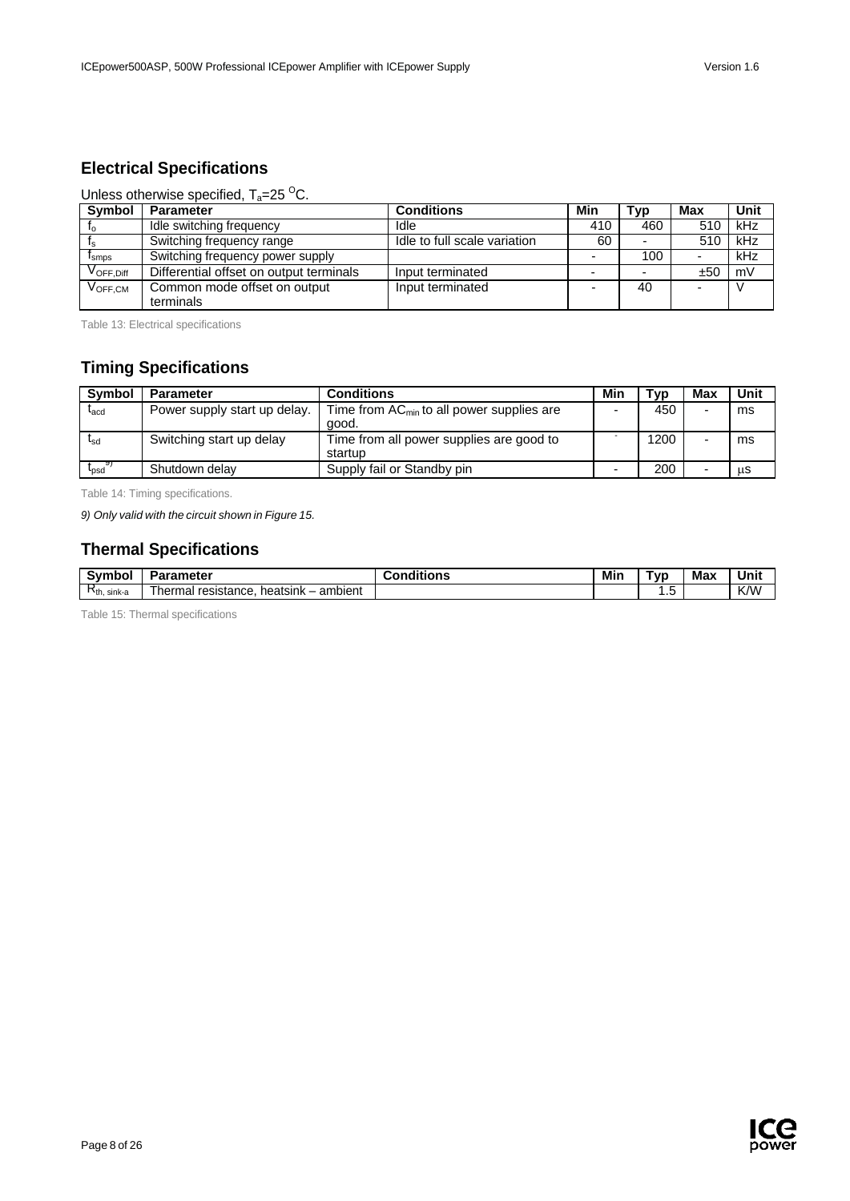## Electrical Specifications

Unless otherwise specified, $T_a$=25 $^O$C.

| Symbol | Parameter | Conditions | Min | Typ | Max | Unit |
|---|---|---|---|---|---|---|
| $f_o$ | Idle switching frequency | Idle | 410 | 460 | 510 | kHz |
| $f_s$ | Switching frequency range | Idle to full scale variation | 60 | - | 510 | kHz |
| $f_{smps}$ | Switching frequency power supply | | - | 100 | - | kHz |
| $V_{OFF,Diff}$ | Differential offset on output terminals | Input terminated | - | - | ±50 | mV |
| $V_{OFF,CM}$ | Common mode offset on output terminals | Input terminated | - | 40 | - | V |

Table 13: Electrical specifications

## Timing Specifications

| Symbol | Parameter | Conditions | Min | Typ | Max | Unit |
|---|---|---|---|---|---|---|
| $t_{acd}$ | Power supply start up delay. | Time from $AC_{min}$ to all power supplies are good. | - | 450 | - | ms |
| $t_{sd}$ | Switching start up delay | Time from all power supplies are good to startup | - | 1200 | - | ms |
| $t_{psd}$ 9) | Shutdown delay | Supply fail or Standby pin | - | 200 | - | μs |

Table 14: Timing specifications.

*9) Only valid with the circuit shown in Figure 15.*

## Thermal Specifications

| Symbol | Parameter | Conditions | Min | Typ | Max | Unit |
|---|---|---|---|---|---|---|
| $R_{th, sink-a}$ | Thermal resistance, heatsink – ambient | | | 1.5 | | K/W |

Table 15: Thermal specifications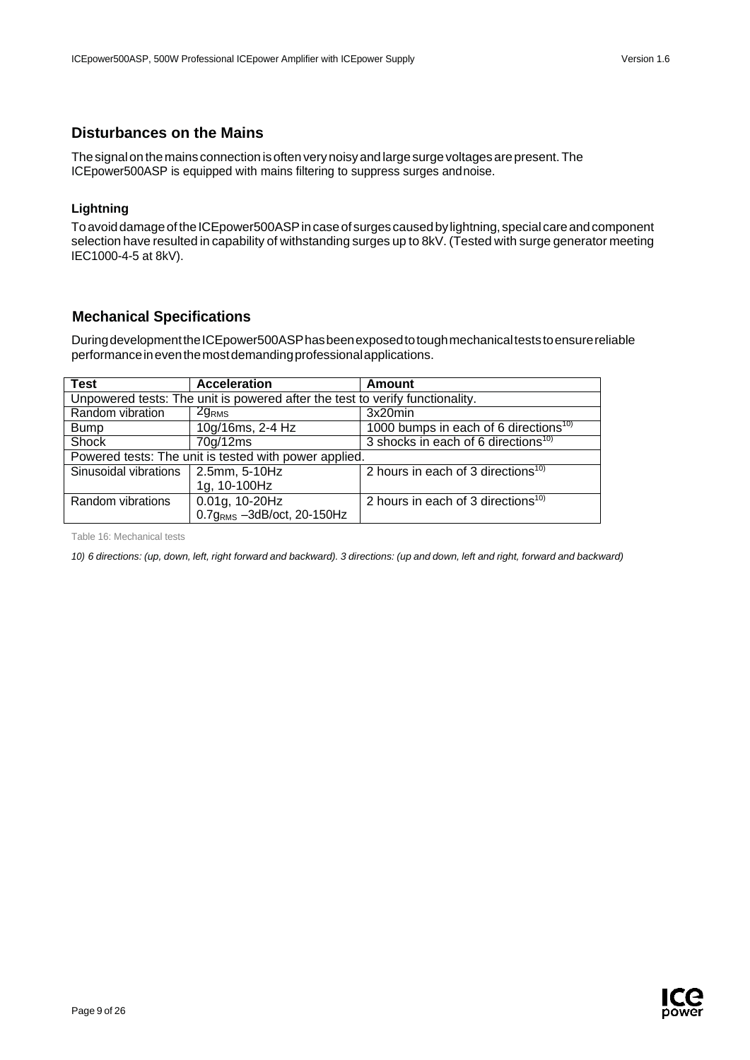## Disturbances on the Mains

The signal on the mains connection is often very noisy and large surge voltages are present. The ICEpower500ASP is equipped with mains filtering to suppress surges and noise.

### Lightning

To avoid damage of the ICEpower500ASP in case of surges caused by lightning, special care and component selection have resulted in capability of withstanding surges up to 8kV. (Tested with surge generator meeting IEC1000-4-5 at 8kV).

## Mechanical Specifications

During development the ICEpower500ASP has been exposed to tough mechanical tests to ensure reliable performance in even the most demanding professional applications.

| Test | Acceleration | Amount |
|---|---|---|
| Unpowered tests: The unit is powered after the test to verify functionality. | | |
| Random vibration | $2g_{RMS}$ | 3x20min |
| Bump | 10g/16ms, 2-4 Hz | 1000 bumps in each of 6 directions[10)] |
| Shock | 70g/12ms | 3 shocks in each of 6 directions[10)] |
| Powered tests: The unit is tested with power applied. | | |
| Sinusoidal vibrations | 2.5mm, 5-10Hz<br>1g, 10-100Hz | 2 hours in each of 3 directions[10)] |
| Random vibrations | 0.01g, 10-20Hz<br>$0.7g_{RMS}$ –3dB/oct, 20-150Hz | 2 hours in each of 3 directions[10)] |

Table 16: Mechanical tests

*10) 6 directions: (up, down, left, right forward and backward). 3 directions: (up and down, left and right, forward and backward)*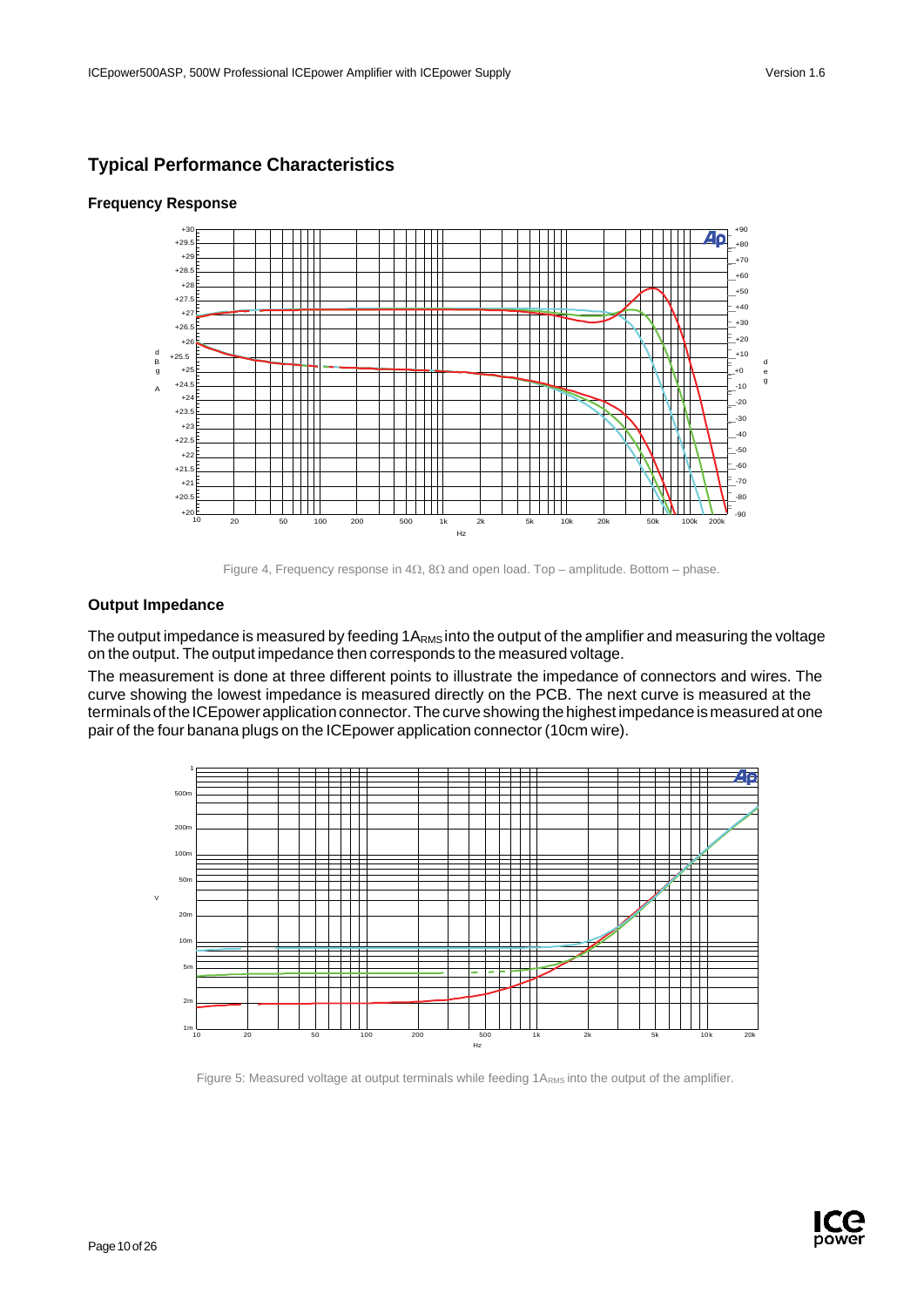## Typical Performance Characteristics

### Frequency Response

Figure 4, Frequency response in 4Ω, 8Ω and open load. Top – amplitude. Bottom – phase.

### Output Impedance

The output impedance is measured by feeding $1A_{RMS}$ into the output of the amplifier and measuring the voltage on the output. The output impedance then corresponds to the measured voltage.

The measurement is done at three different points to illustrate the impedance of connectors and wires. The curve showing the lowest impedance is measured directly on the PCB. The next curve is measured at the terminals of the ICEpower application connector. The curve showing the highest impedance is measured at one pair of the four banana plugs on the ICEpower application connector (10cm wire).

Figure 5: Measured voltage at output terminals while feeding $1A_{RMS}$ into the output of the amplifier.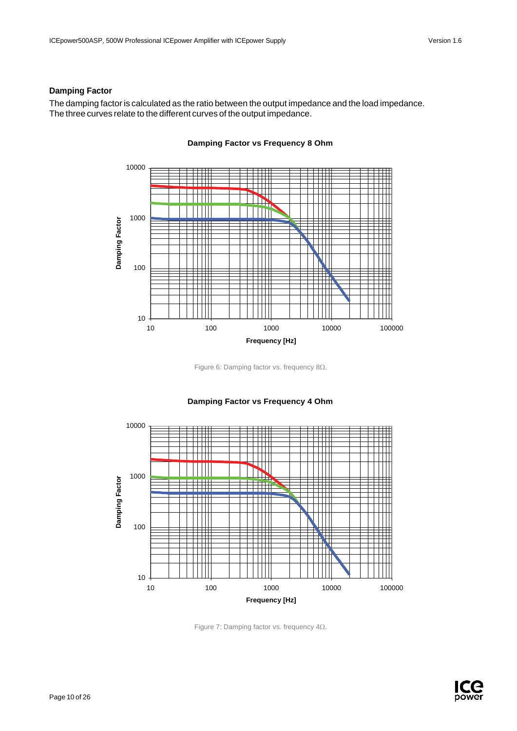## Damping Factor

The damping factor is calculated as the ratio between the output impedance and the load impedance.
The three curves relate to the different curves of the output impedance.

Figure 6: Damping factor vs. frequency 8Ω.

Figure 7: Damping factor vs. frequency 4Ω.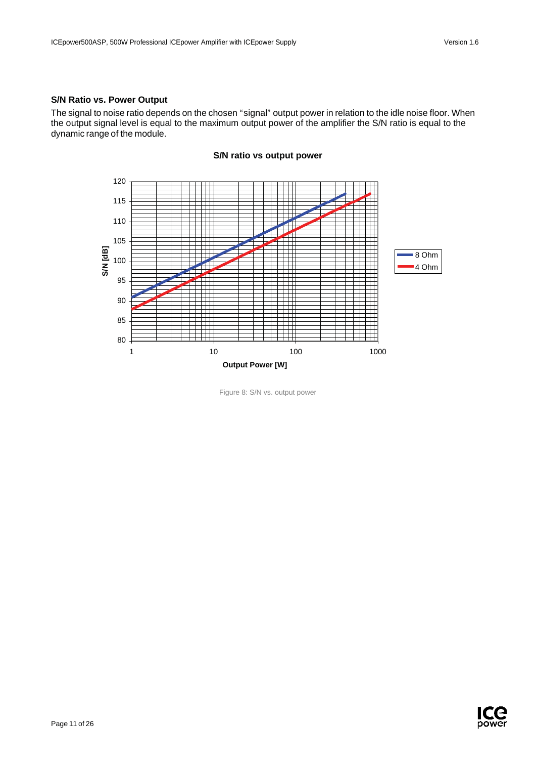### S/N Ratio vs. Power Output

The signal to noise ratio depends on the chosen "signal" output power in relation to the idle noise floor. When the output signal level is equal to the maximum output power of the amplifier the S/N ratio is equal to the dynamic range of the module.

Figure 8: S/N vs. output power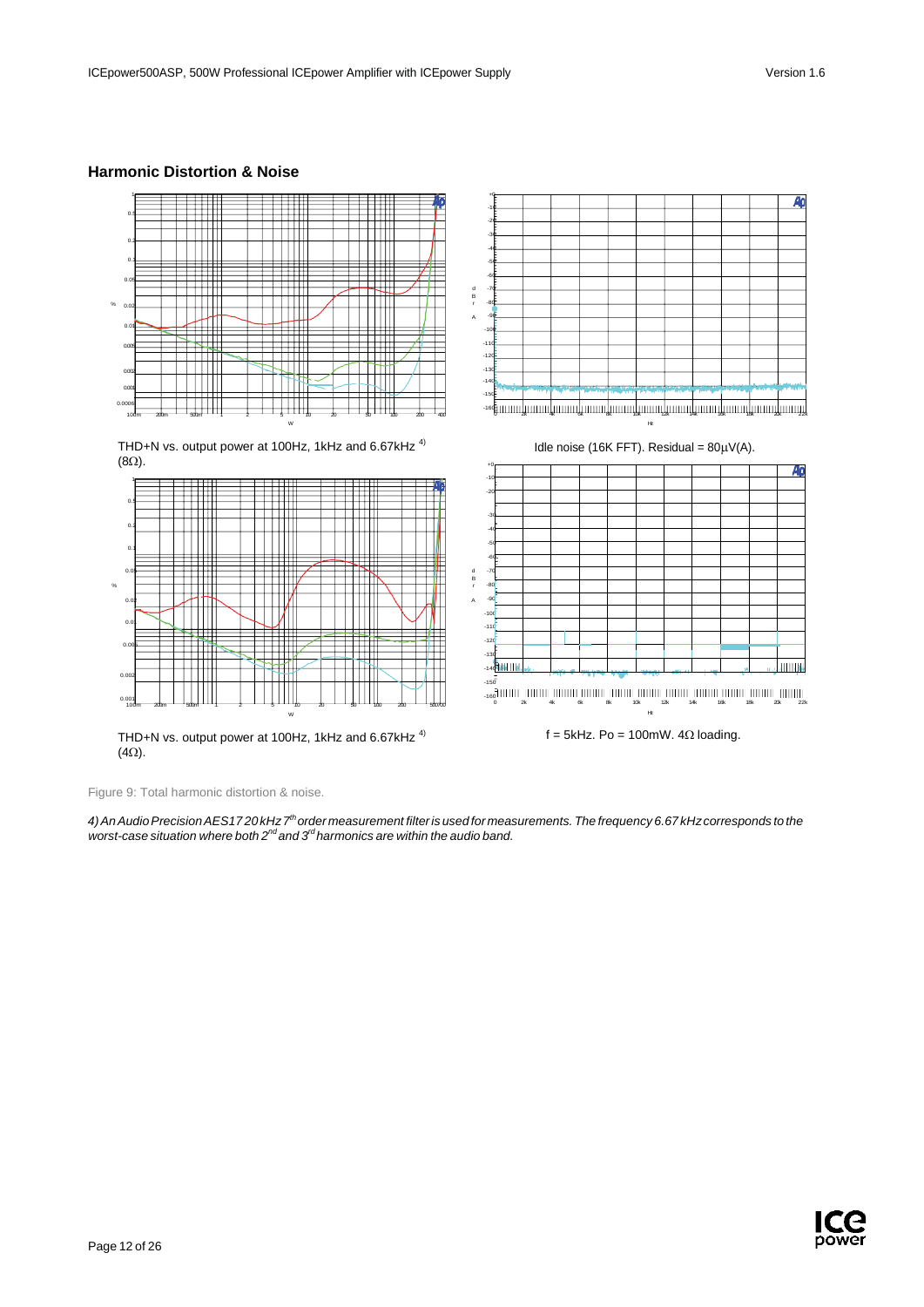## Harmonic Distortion & Noise

THD+N vs. output power at 100Hz, 1kHz and 6.67kHz [4] (8Ω).

Idle noise (16K FFT). Residual = 80μV(A).

THD+N vs. output power at 100Hz, 1kHz and 6.67kHz [4] (4Ω).

f = 5kHz. Po = 100mW. 4Ω loading.

Figure 9: Total harmonic distortion & noise.

*4) An Audio Precision AES17 20 kHz 7th order measurement filter is used for measurements. The frequency 6.67 kHz corresponds to the worst-case situation where both 2nd and 3rd harmonics are within the audio band.*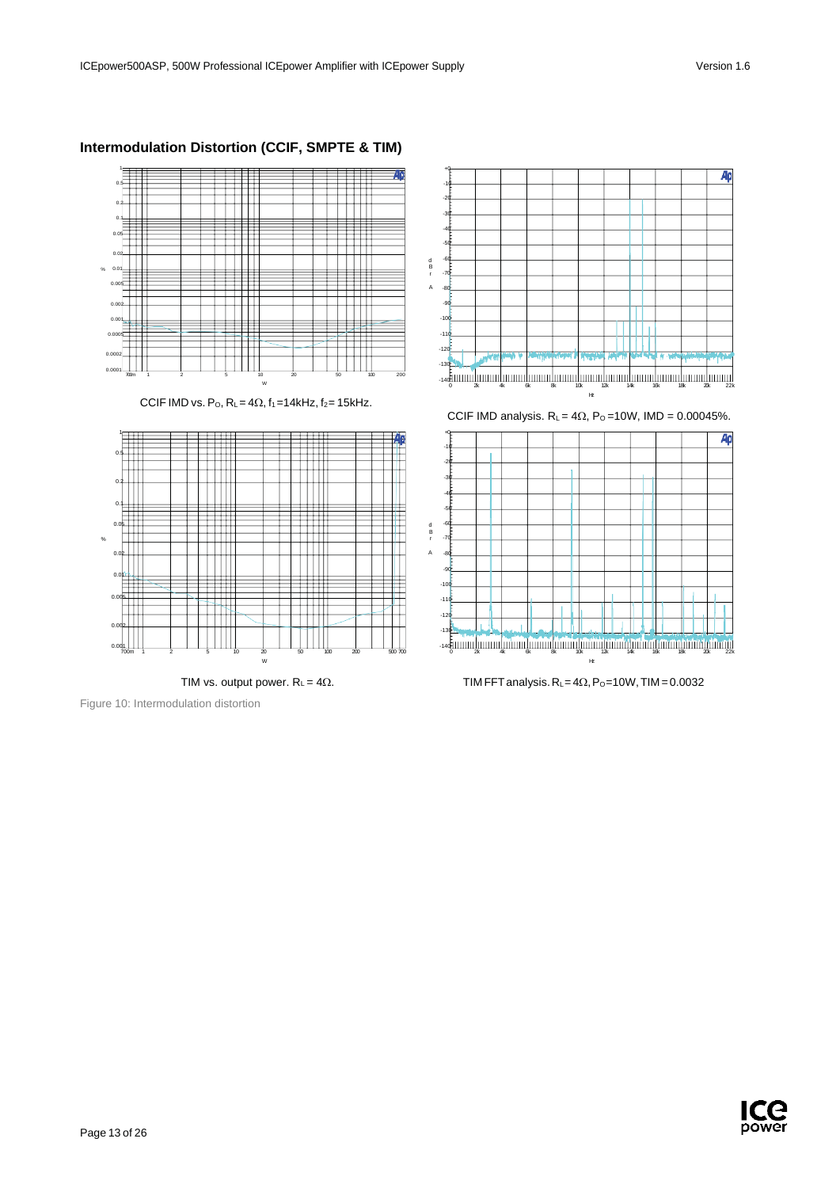## Intermodulation Distortion (CCIF, SMPTE & TIM)

CCIF IMD vs. $P_O$, $R_L = 4\Omega$, $f_1$ = 14kHz, $f_2$ = 15kHz.

CCIF IMD analysis. $R_L = 4\Omega$, $P_O$ = 10W, IMD = 0.00045%.

TIM vs. output power. $R_L = 4\Omega$.

TIM FFT analysis. $R_L = 4\Omega$, $P_O$ = 10W, TIM = 0.0032

Figure 10: Intermodulation distortion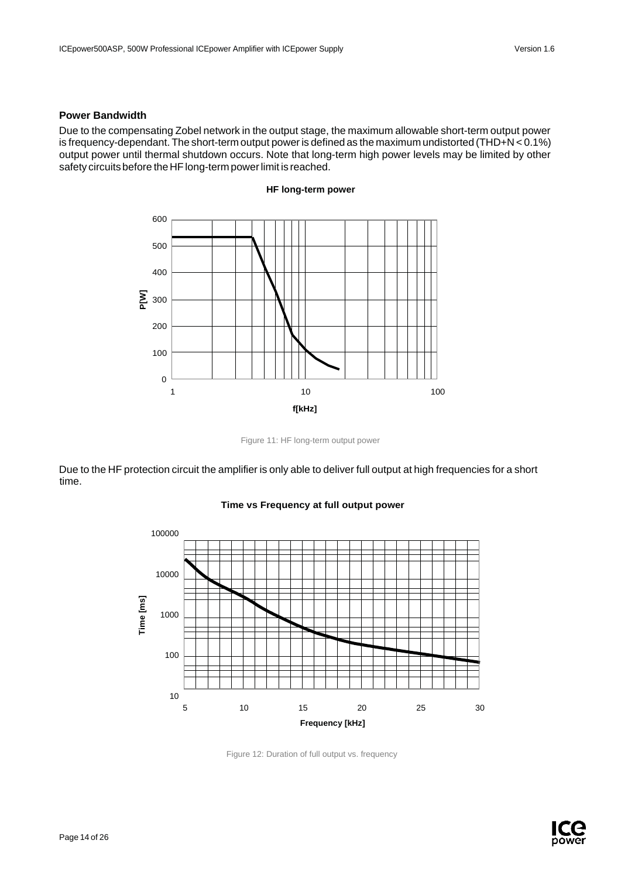## Power Bandwidth

Due to the compensating Zobel network in the output stage, the maximum allowable short-term output power is frequency-dependant. The short-term output power is defined as the maximum undistorted (THD+N < 0.1%) output power until thermal shutdown occurs. Note that long-term high power levels may be limited by other safety circuits before the HF long-term power limit is reached.

Figure 11: HF long-term output power

Due to the HF protection circuit the amplifier is only able to deliver full output at high frequencies for a short time.

Figure 12: Duration of full output vs. frequency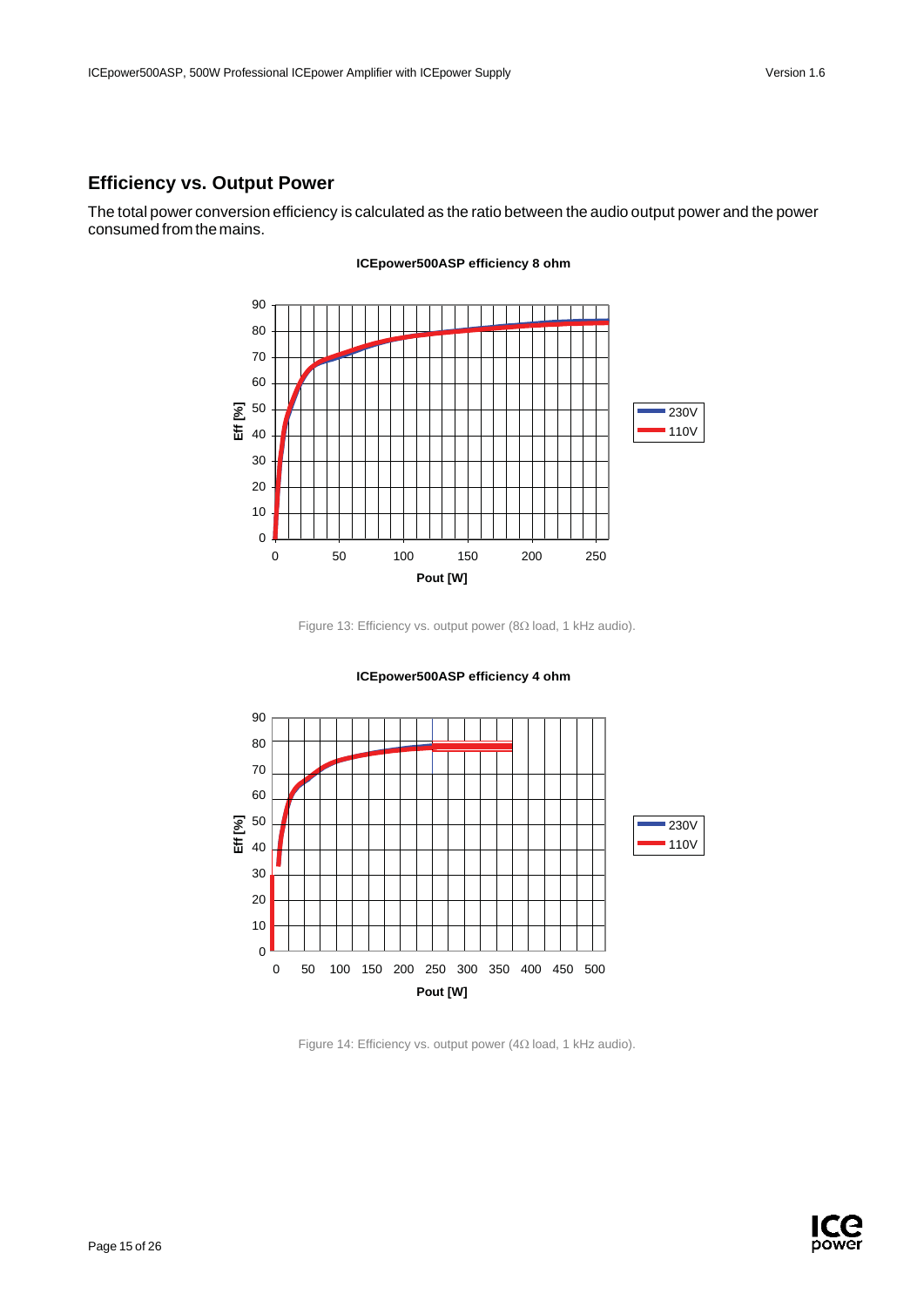## Efficiency vs. Output Power

The total power conversion efficiency is calculated as the ratio between the audio output power and the power consumed from the mains.

Figure 13: Efficiency vs. output power (8Ω load, 1 kHz audio).

Figure 14: Efficiency vs. output power (4Ω load, 1 kHz audio).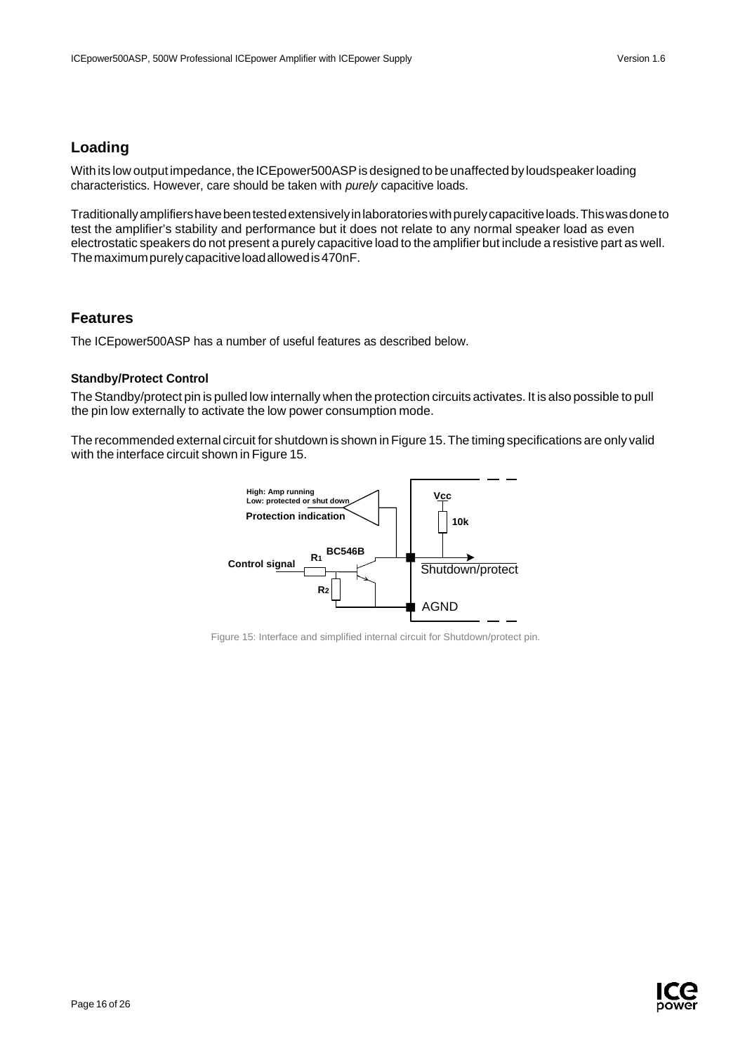## Loading

With its low output impedance, the ICEpower500ASP is designed to be unaffected by loudspeaker loading characteristics. However, care should be taken with *purely* capacitive loads.

Traditionally amplifiers have been tested extensively in laboratories with purely capacitive loads. This was done to test the amplifier's stability and performance but it does not relate to any normal speaker load as even electrostatic speakers do not present a purely capacitive load to the amplifier but include a resistive part as well. The maximum purely capacitive load allowed is 470nF.

## Features

The ICEpower500ASP has a number of useful features as described below.

### Standby/Protect Control

The Standby/protect pin is pulled low internally when the protection circuits activates. It is also possible to pull the pin low externally to activate the low power consumption mode.

The recommended external circuit for shutdown is shown in Figure 15. The timing specifications are only valid with the interface circuit shown in Figure 15.

Figure 15: Interface and simplified internal circuit for Shutdown/protect pin.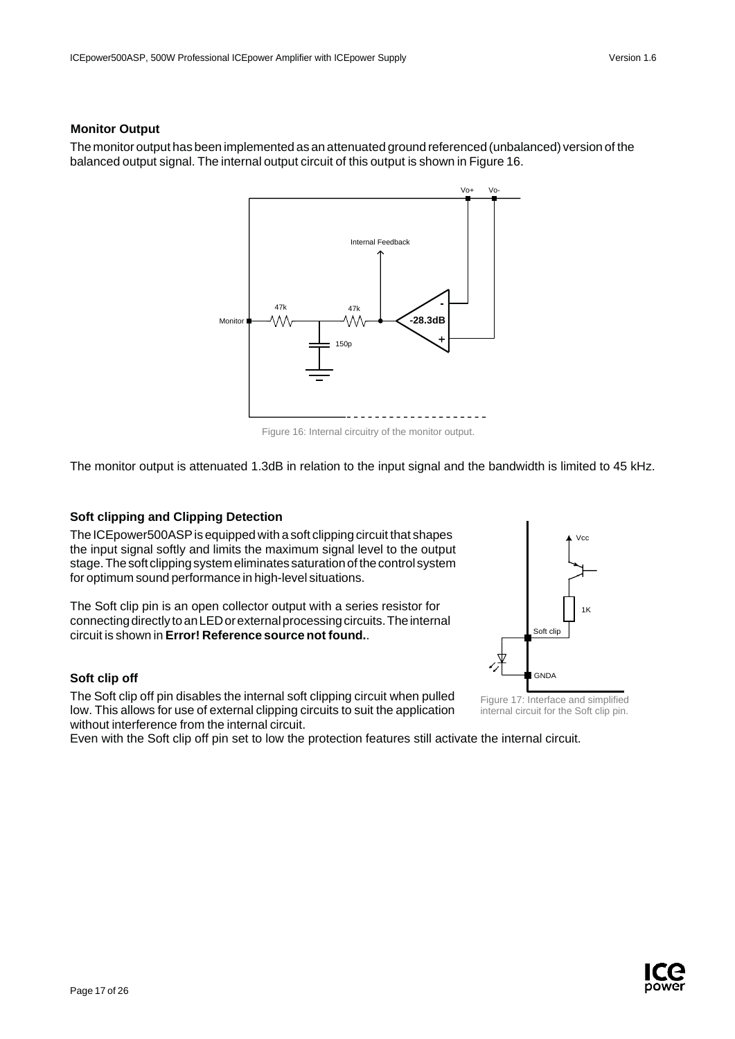### Monitor Output

The monitor output has been implemented as an attenuated ground referenced (unbalanced) version of the balanced output signal. The internal output circuit of this output is shown in Figure 16.

Figure 16: Internal circuitry of the monitor output.

The monitor output is attenuated 1.3dB in relation to the input signal and the bandwidth is limited to 45 kHz.

### Soft clipping and Clipping Detection

The ICEpower500ASP is equipped with a soft clipping circuit that shapes the input signal softly and limits the maximum signal level to the output stage. The soft clipping system eliminates saturation of the control system for optimum sound performance in high-level situations.

The Soft clip pin is an open collector output with a series resistor for connecting directly to an LED or external processing circuits. The internal circuit is shown in **Error! Reference source not found.**.

Figure 17: Interface and simplified internal circuit for the Soft clip pin.

### Soft clip off

The Soft clip off pin disables the internal soft clipping circuit when pulled low. This allows for use of external clipping circuits to suit the application without interference from the internal circuit.

Even with the Soft clip off pin set to low the protection features still activate the internal circuit.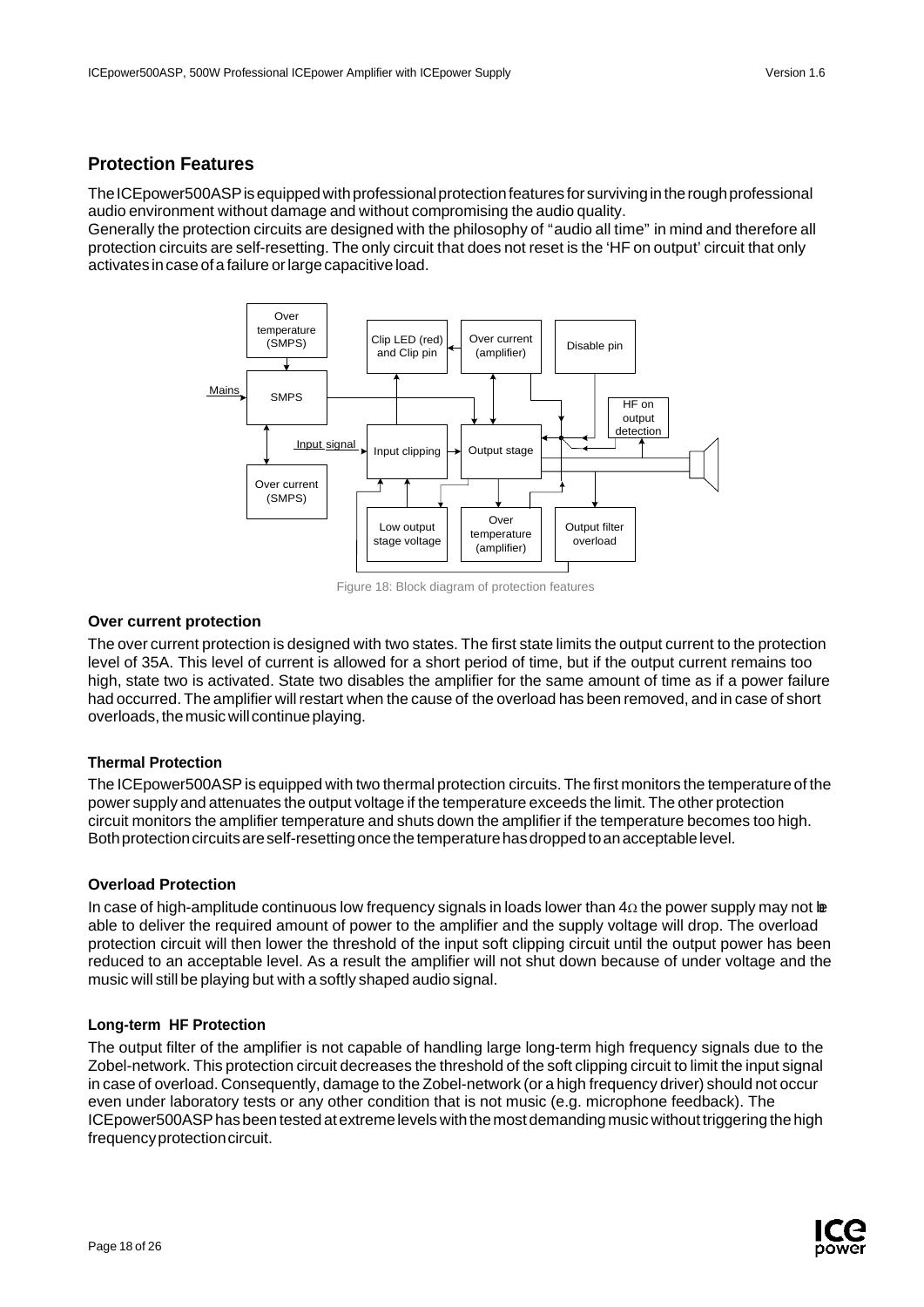## Protection Features

The ICEpower500ASP is equipped with professional protection features for surviving in the rough professional audio environment without damage and without compromising the audio quality.
Generally the protection circuits are designed with the philosophy of "audio all time" in mind and therefore all protection circuits are self-resetting. The only circuit that does not reset is the 'HF on output' circuit that only activates in case of a failure or large capacitive load.

Figure 18: Block diagram of protection features

### Over current protection

The over current protection is designed with two states. The first state limits the output current to the protection level of 35A. This level of current is allowed for a short period of time, but if the output current remains too high, state two is activated. State two disables the amplifier for the same amount of time as if a power failure had occurred. The amplifier will restart when the cause of the overload has been removed, and in case of short overloads, the music will continue playing.

### Thermal Protection

The ICEpower500ASP is equipped with two thermal protection circuits. The first monitors the temperature of the power supply and attenuates the output voltage if the temperature exceeds the limit. The other protection circuit monitors the amplifier temperature and shuts down the amplifier if the temperature becomes too high. Both protection circuits are self-resetting once the temperature has dropped to an acceptable level.

### Overload Protection

In case of high-amplitude continuous low frequency signals in loads lower than $4\Omega$ the power supply may not be able to deliver the required amount of power to the amplifier and the supply voltage will drop. The overload protection circuit will then lower the threshold of the input soft clipping circuit until the output power has been reduced to an acceptable level. As a result the amplifier will not shut down because of under voltage and the music will still be playing but with a softly shaped audio signal.

### Long-term HF Protection

The output filter of the amplifier is not capable of handling large long-term high frequency signals due to the Zobel-network. This protection circuit decreases the threshold of the soft clipping circuit to limit the input signal in case of overload. Consequently, damage to the Zobel-network (or a high frequency driver) should not occur even under laboratory tests or any other condition that is not music (e.g. microphone feedback). The ICEpower500ASP has been tested at extreme levels with the most demanding music without triggering the high frequency protection circuit.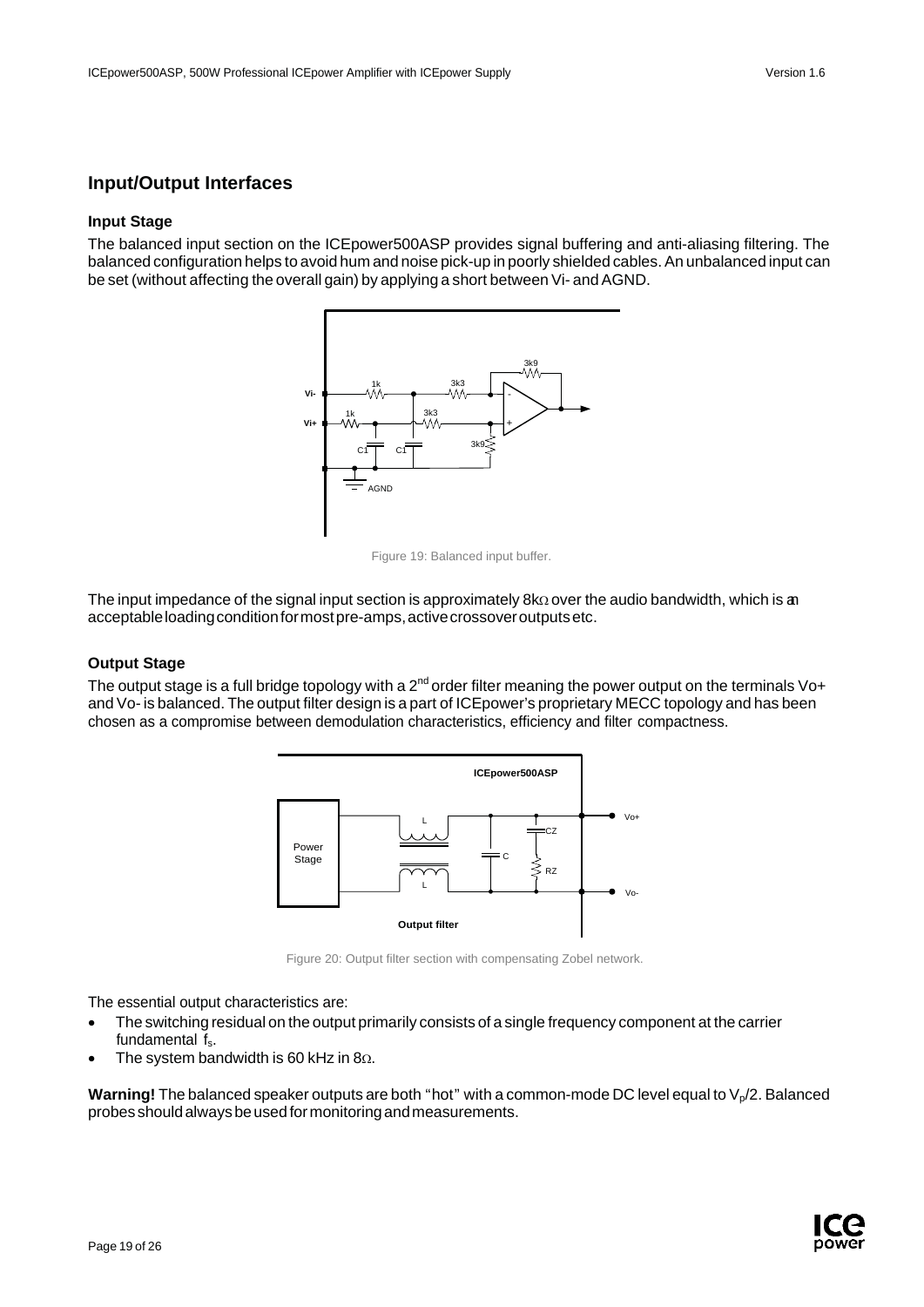## Input/Output Interfaces

### Input Stage

The balanced input section on the ICEpower500ASP provides signal buffering and anti-aliasing filtering. The balanced configuration helps to avoid hum and noise pick-up in poorly shielded cables. An unbalanced input can be set (without affecting the overall gain) by applying a short between Vi- and AGND.

Figure 19: Balanced input buffer.

The input impedance of the signal input section is approximately 8kΩ over the audio bandwidth, which is an acceptable loading condition for most pre-amps, active crossover outputs etc.

### Output Stage

The output stage is a full bridge topology with a 2nd order filter meaning the power output on the terminals Vo+ and Vo- is balanced. The output filter design is a part of ICEpower's proprietary MECC topology and has been chosen as a compromise between demodulation characteristics, efficiency and filter compactness.

Figure 20: Output filter section with compensating Zobel network.

The essential output characteristics are:

- The switching residual on the output primarily consists of a single frequency component at the carrier fundamental $f_s$.
- The system bandwidth is 60 kHz in 8Ω.

**Warning!** The balanced speaker outputs are both "hot" with a common-mode DC level equal to $V_p/2$. Balanced probes should always be used for monitoring and measurements.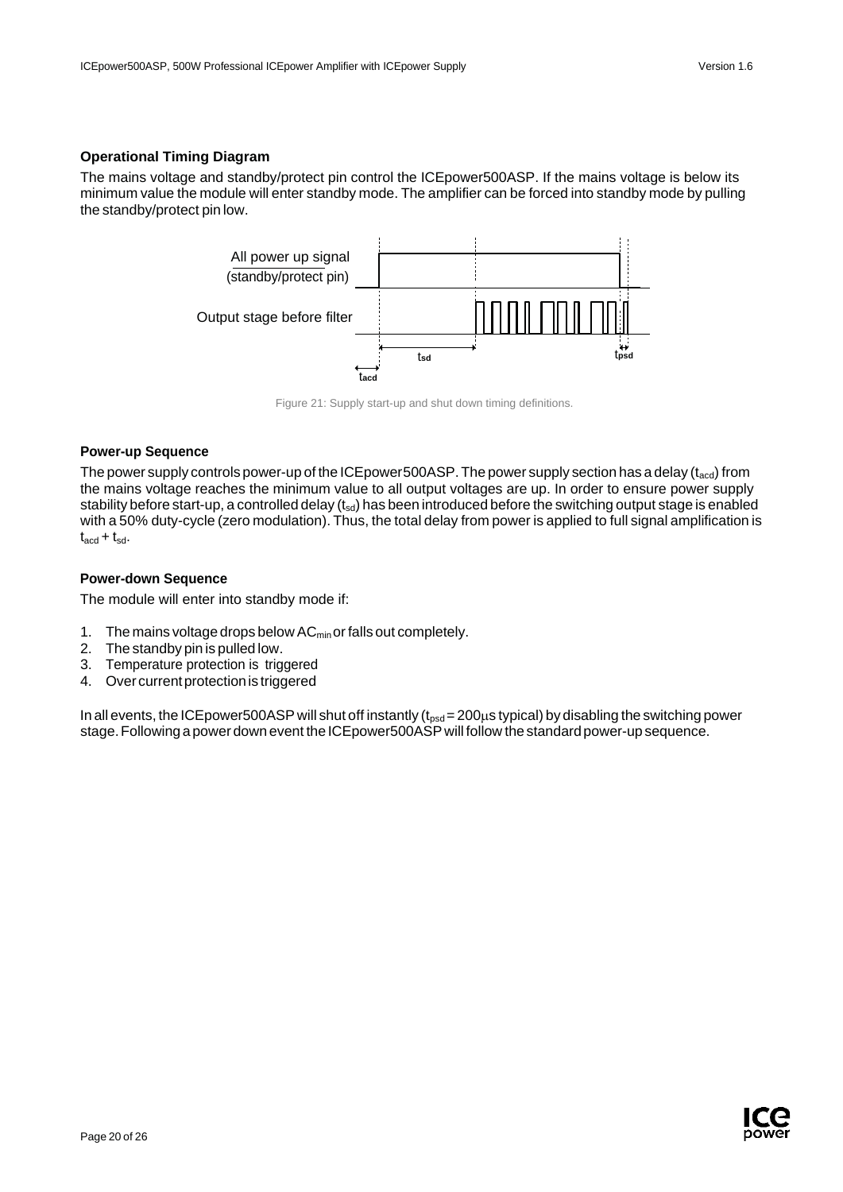### Operational Timing Diagram

The mains voltage and standby/protect pin control the ICEpower500ASP. If the mains voltage is below its minimum value the module will enter standby mode. The amplifier can be forced into standby mode by pulling the standby/protect pin low.

Figure 21: Supply start-up and shut down timing definitions.

### Power-up Sequence

The power supply controls power-up of the ICEpower500ASP. The power supply section has a delay ($t_{acd}$) from the mains voltage reaches the minimum value to all output voltages are up. In order to ensure power supply stability before start-up, a controlled delay ($t_{sd}$) has been introduced before the switching output stage is enabled with a 50% duty-cycle (zero modulation). Thus, the total delay from power is applied to full signal amplification is $t_{acd} + t_{sd}$.

### Power-down Sequence

The module will enter into standby mode if:

1. The mains voltage drops below $AC_{min}$ or falls out completely.
2. The standby pin is pulled low.
3. Temperature protection is triggered
4. Over current protection is triggered

In all events, the ICEpower500ASP will shut off instantly ($t_{psd}$ = 200μs typical) by disabling the switching power stage. Following a power down event the ICEpower500ASP will follow the standard power-up sequence.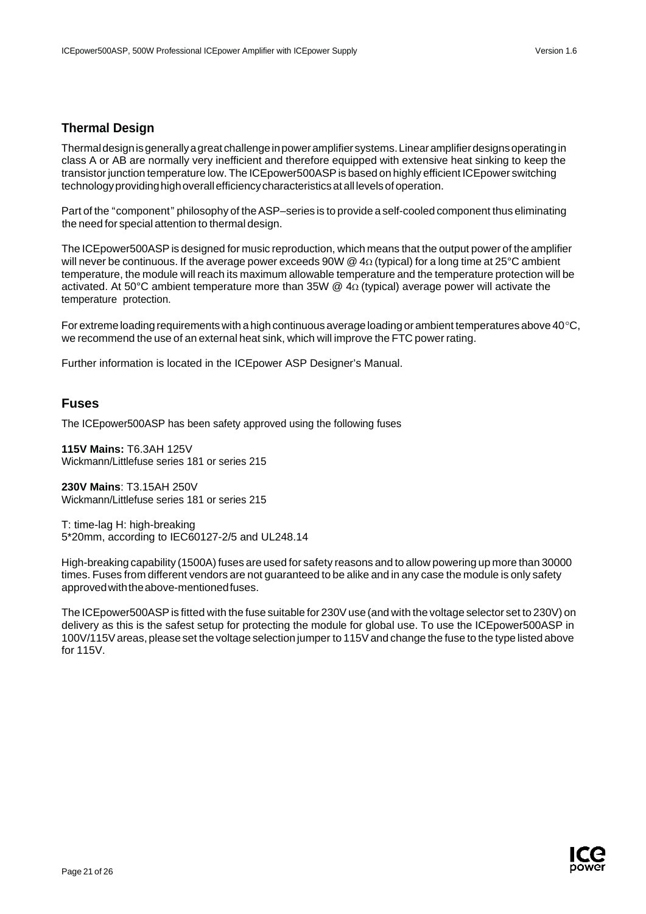## Thermal Design

Thermal design is generally a great challenge in power amplifier systems. Linear amplifier designs operating in class A or AB are normally very inefficient and therefore equipped with extensive heat sinking to keep the transistor junction temperature low. The ICEpower500ASP is based on highly efficient ICEpower switching technology providing high overall efficiency characteristics at all levels of operation.

Part of the "component" philosophy of the ASP–series is to provide a self-cooled component thus eliminating the need for special attention to thermal design.

The ICEpower500ASP is designed for music reproduction, which means that the output power of the amplifier will never be continuous. If the average power exceeds 90W @ 4Ω (typical) for a long time at 25°C ambient temperature, the module will reach its maximum allowable temperature and the temperature protection will be activated. At 50°C ambient temperature more than 35W @ 4Ω (typical) average power will activate the temperature protection.

For extreme loading requirements with a high continuous average loading or ambient temperatures above 40°C, we recommend the use of an external heat sink, which will improve the FTC power rating.

Further information is located in the ICEpower ASP Designer's Manual.

## Fuses

The ICEpower500ASP has been safety approved using the following fuses

**115V Mains:** T6.3AH 125V
Wickmann/Littlefuse series 181 or series 215

**230V Mains**: T3.15AH 250V
Wickmann/Littlefuse series 181 or series 215

T: time-lag H: high-breaking
5*20mm, according to IEC60127-2/5 and UL248.14

High-breaking capability (1500A) fuses are used for safety reasons and to allow powering up more than 30000 times. Fuses from different vendors are not guaranteed to be alike and in any case the module is only safety approved with the above-mentioned fuses.

The ICEpower500ASP is fitted with the fuse suitable for 230V use (and with the voltage selector set to 230V) on delivery as this is the safest setup for protecting the module for global use. To use the ICEpower500ASP in 100V/115V areas, please set the voltage selection jumper to 115V and change the fuse to the type listed above for 115V.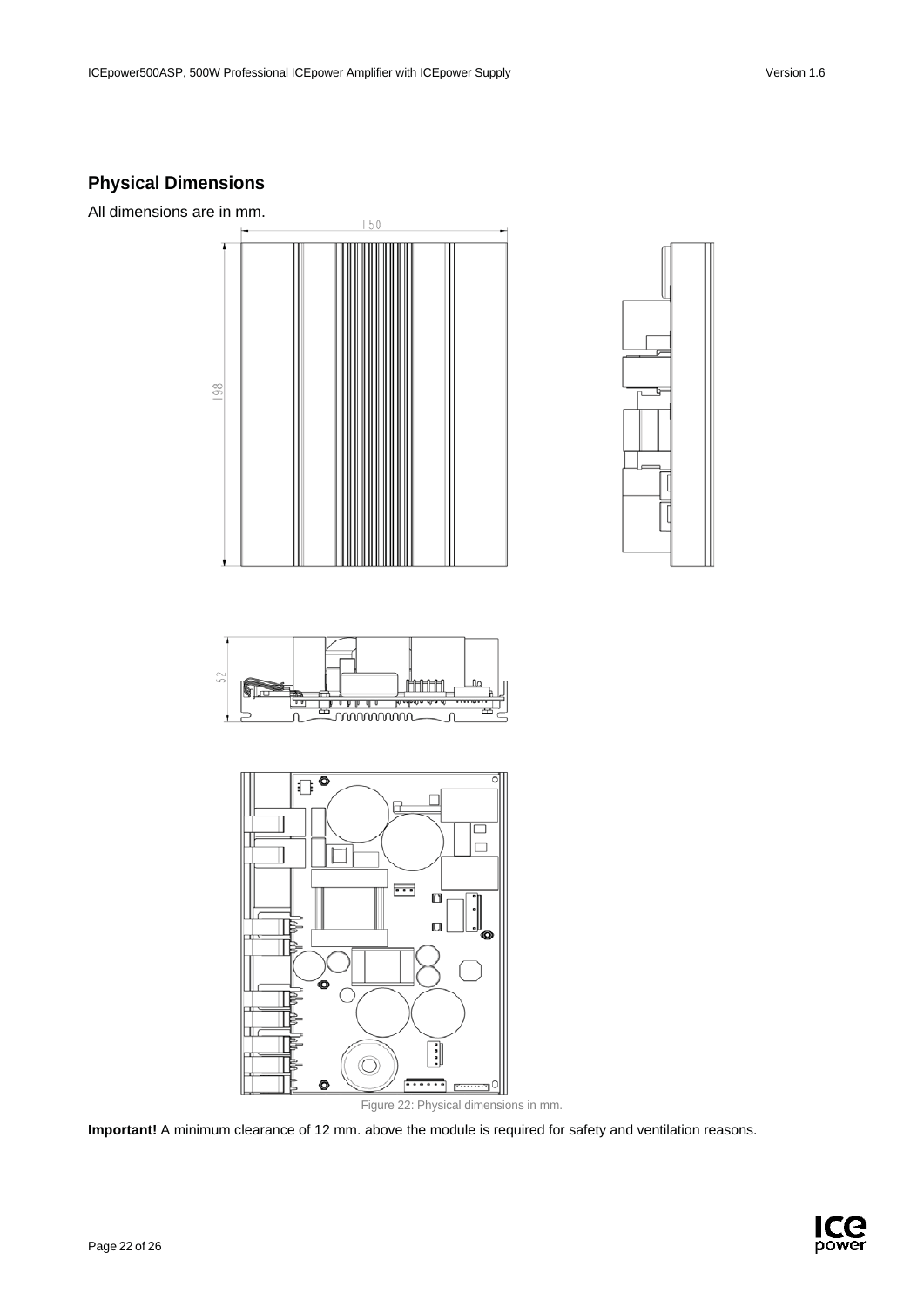## Physical Dimensions

All dimensions are in mm.

Figure 22: Physical dimensions in mm.

**Important!** A minimum clearance of 12 mm. above the module is required for safety and ventilation reasons.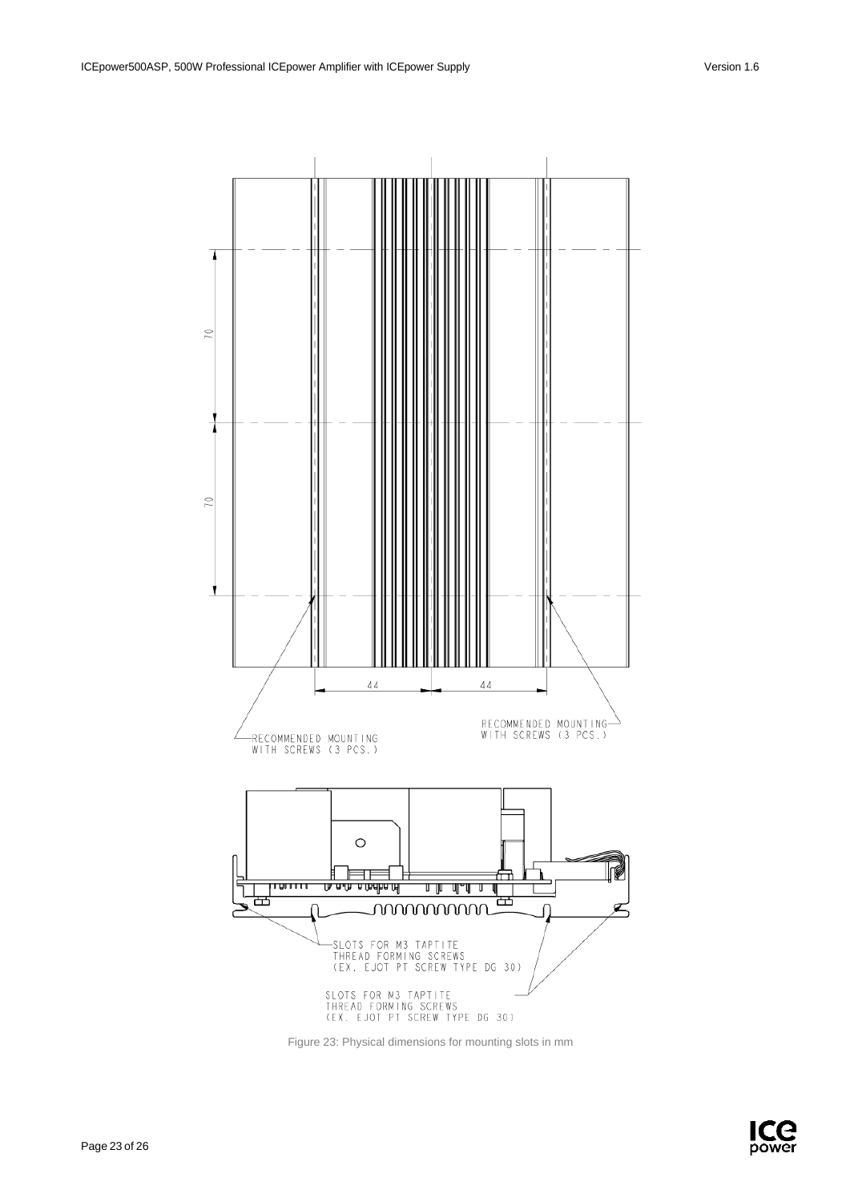70

70

44 44

RECOMMENDED MOUNTING WITH SCREWS (3 PCS.)

RECOMMENDED MOUNTING WITH SCREWS (3 PCS.)

SLOTS FOR M3 TAPTITE THREAD FORMING SCREWS (EX. EJOT PT SCREW TYPE DG 30)

SLOTS FOR M3 TAPTITE THREAD FORMING SCREWS (EX. EJOT PT SCREW TYPE DG 30)

Figure 23: Physical dimensions for mounting slots in mm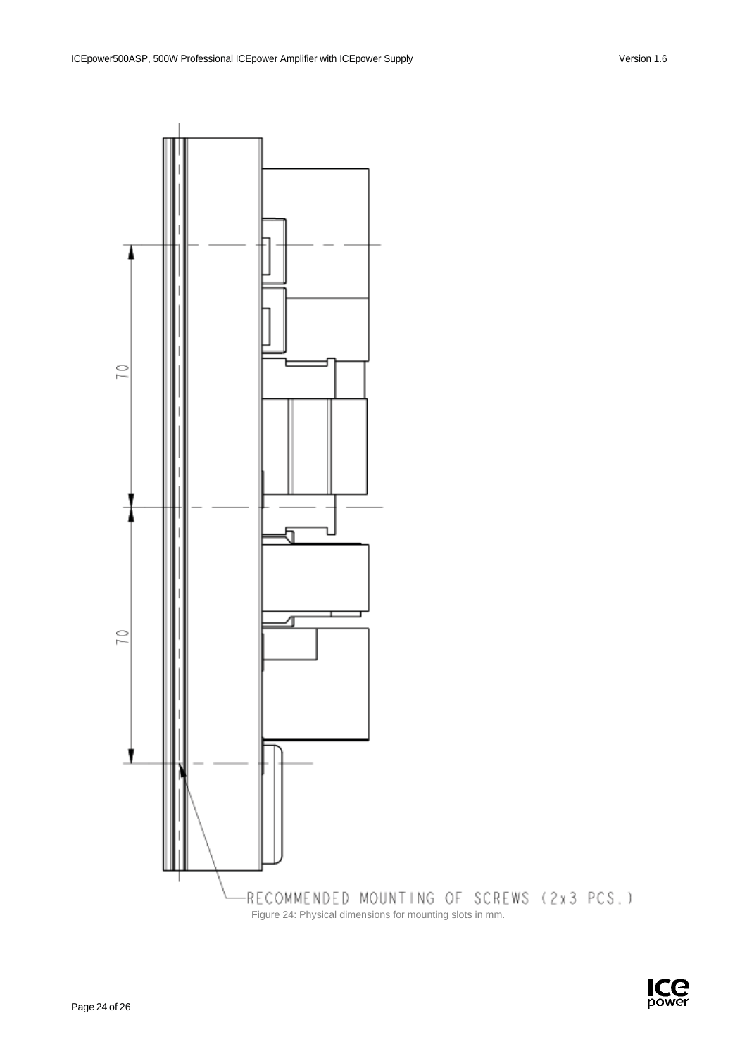70

70

RECOMMENDED MOUNTING OF SCREWS (2x3 PCS.)

Figure 24: Physical dimensions for mounting slots in mm.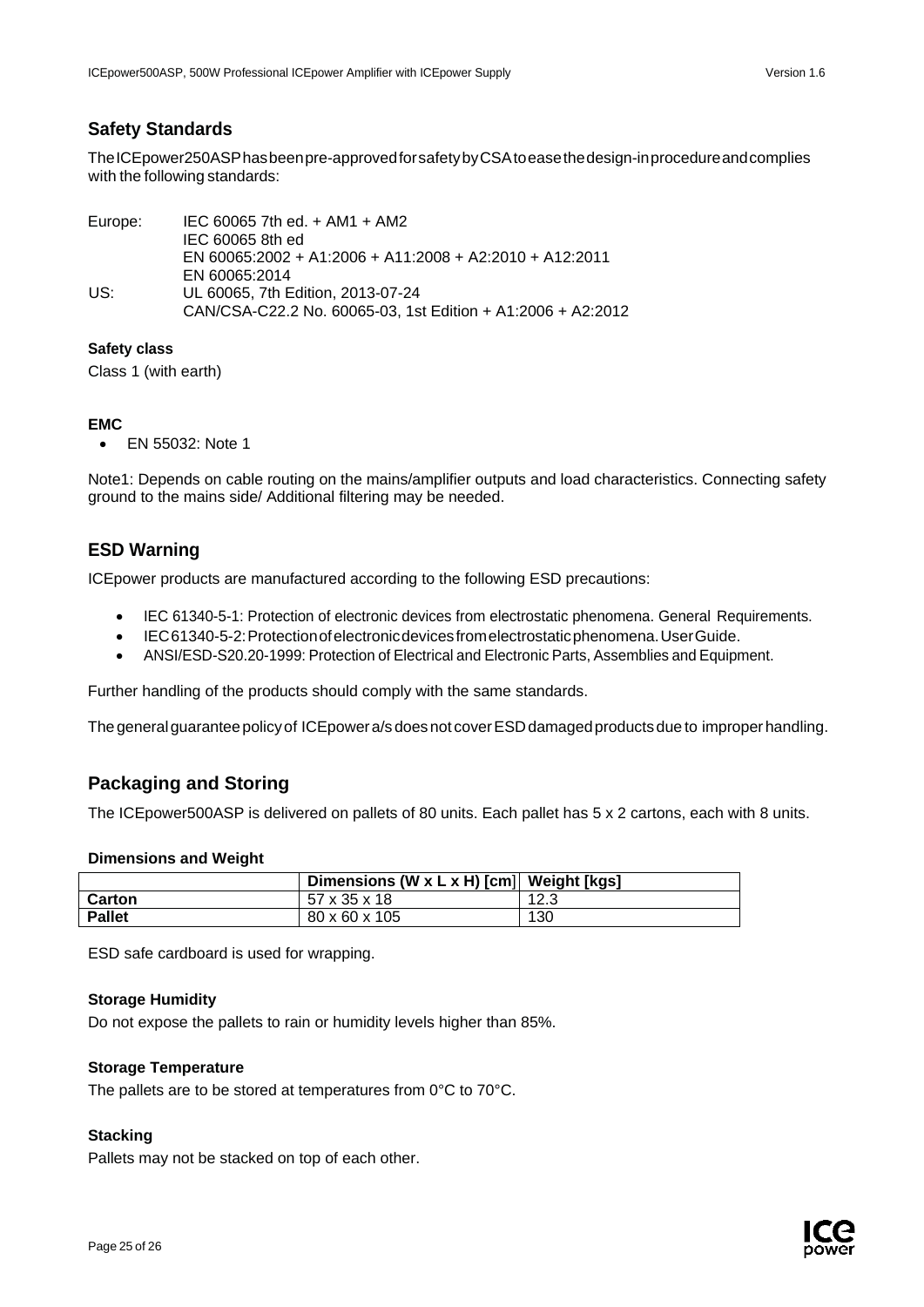## Safety Standards

The ICEpower250ASP has been pre-approved for safety by CSA to ease the design-in procedure and complies with the following standards:

| | |
|---|---|
| Europe: | IEC 60065 7th ed. + AM1 + AM2 |
| | IEC 60065 8th ed |
| | EN 60065:2002 + A1:2006 + A11:2008 + A2:2010 + A12:2011 |
| | EN 60065:2014 |
| US: | UL 60065, 7th Edition, 2013-07-24 |
| | CAN/CSA-C22.2 No. 60065-03, 1st Edition + A1:2006 + A2:2012 |

### Safety class

Class 1 (with earth)

### EMC

- EN 55032: Note 1

Note1: Depends on cable routing on the mains/amplifier outputs and load characteristics. Connecting safety ground to the mains side/ Additional filtering may be needed.

## ESD Warning

ICEpower products are manufactured according to the following ESD precautions:

- IEC 61340-5-1: Protection of electronic devices from electrostatic phenomena. General Requirements.
- IEC 61340-5-2: Protection of electronic devices from electrostatic phenomena. User Guide.
- ANSI/ESD-S20.20-1999: Protection of Electrical and Electronic Parts, Assemblies and Equipment.

Further handling of the products should comply with the same standards.

The general guarantee policy of ICEpower a/s does not cover ESD damaged products due to improper handling.

## Packaging and Storing

The ICEpower500ASP is delivered on pallets of 80 units. Each pallet has 5 x 2 cartons, each with 8 units.

### Dimensions and Weight

| | Dimensions (W x L x H) [cm] | Weight [kgs] |
|---|---|---|
| **Carton** | 57 x 35 x 18 | 12.3 |
| **Pallet** | 80 x 60 x 105 | 130 |

ESD safe cardboard is used for wrapping.

### Storage Humidity

Do not expose the pallets to rain or humidity levels higher than 85%.

### Storage Temperature

The pallets are to be stored at temperatures from 0°C to 70°C.

### Stacking

Pallets may not be stacked on top of each other.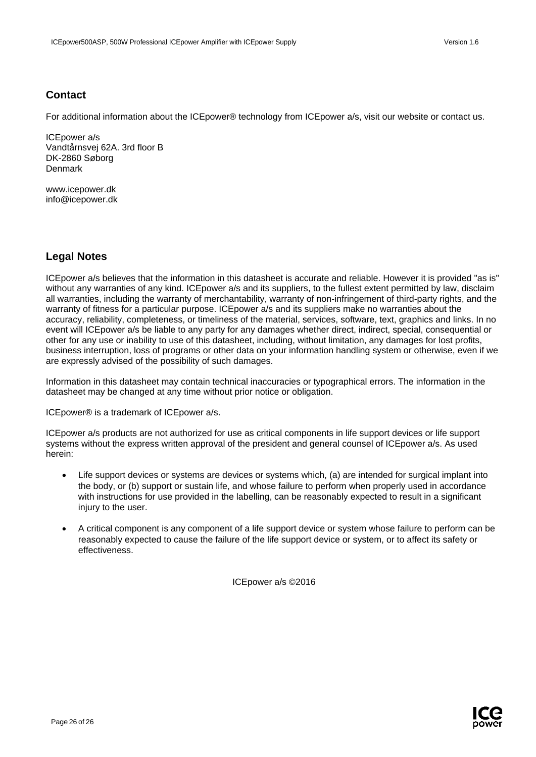## Contact

For additional information about the ICEpower® technology from ICEpower a/s, visit our website or contact us.

ICEpower a/s
Vandtårnsvej 62A. 3rd floor B
DK-2860 Søborg
Denmark

www.icepower.dk
info@icepower.dk

## Legal Notes

ICEpower a/s believes that the information in this datasheet is accurate and reliable. However it is provided "as is" without any warranties of any kind. ICEpower a/s and its suppliers, to the fullest extent permitted by law, disclaim all warranties, including the warranty of merchantability, warranty of non-infringement of third-party rights, and the warranty of fitness for a particular purpose. ICEpower a/s and its suppliers make no warranties about the accuracy, reliability, completeness, or timeliness of the material, services, software, text, graphics and links. In no event will ICEpower a/s be liable to any party for any damages whether direct, indirect, special, consequential or other for any use or inability to use of this datasheet, including, without limitation, any damages for lost profits, business interruption, loss of programs or other data on your information handling system or otherwise, even if we are expressly advised of the possibility of such damages.

Information in this datasheet may contain technical inaccuracies or typographical errors. The information in the datasheet may be changed at any time without prior notice or obligation.

ICEpower® is a trademark of ICEpower a/s.

ICEpower a/s products are not authorized for use as critical components in life support devices or life support systems without the express written approval of the president and general counsel of ICEpower a/s. As used herein:

- Life support devices or systems are devices or systems which, (a) are intended for surgical implant into the body, or (b) support or sustain life, and whose failure to perform when properly used in accordance with instructions for use provided in the labelling, can be reasonably expected to result in a significant injury to the user.

- A critical component is any component of a life support device or system whose failure to perform can be reasonably expected to cause the failure of the life support device or system, or to affect its safety or effectiveness.

ICEpower a/s ©2016